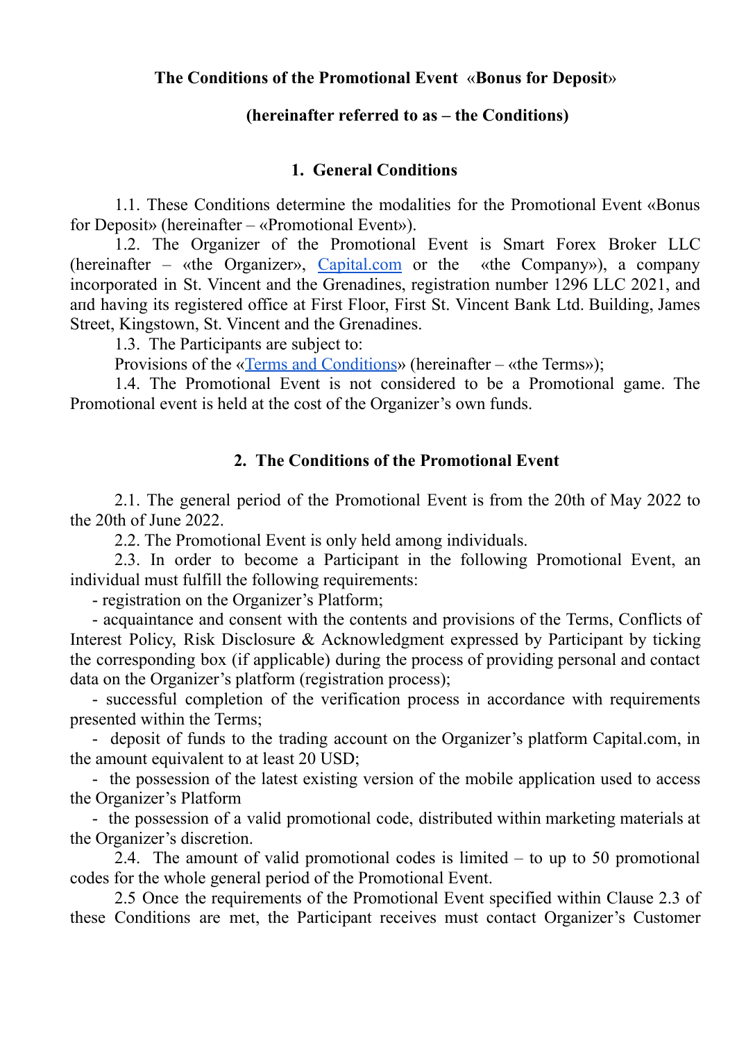**The Conditions of the Promotional Event «Bonus for Deposit»**

**(hereinafter referred to as – the Conditions)**

## 1. General Conditions

1.1. These Conditions determine the modalities for the Promotional Event «Bonus for Deposit» (hereinafter – «Promotional Event»).

1.2. The Organizer of the Promotional Event is Smart Forex Broker LLC (hereinafter – «the Organizer», Capital.com or the «the Company»), a company incorporated in St. Vincent and the Grenadines, registration number 1296 LLC 2021, and aпd having its registered office at First Floor, First St. Vincent Bank Ltd. Building, James Street, Kingstown, St. Vincent and the Grenadines.

1.3. The Participants are subject to:

Provisions of the «Terms and Conditions» (hereinafter – «the Terms»);

1.4. The Promotional Event is not considered to be a Promotional game. The Promotional event is held at the cost of the Organizer's own funds.

## 2. The Conditions of the Promotional Event

2.1. The general period of the Promotional Event is from the 20th of May 2022 to the 20th of June 2022.

2.2. The Promotional Event is only held among individuals.

2.3. In order to become a Participant in the following Promotional Event, an individual must fulfill the following requirements:

- registration on the Organizer's Platform;
- acquaintance and consent with the contents and provisions of the Terms, Conflicts of Interest Policy, Risk Disclosure & Acknowledgment expressed by Participant by ticking the corresponding box (if applicable) during the process of providing personal and contact data on the Organizer's platform (registration process);
- successful completion of the verification process in accordance with requirements presented within the Terms;
- deposit of funds to the trading account on the Organizer's platform Capital.com, in the amount equivalent to at least 20 USD;
- the possession of the latest existing version of the mobile application used to access the Organizer's Platform
- the possession of a valid promotional code, distributed within marketing materials at the Organizer's discretion.

2.4. The amount of valid promotional codes is limited – to up to 50 promotional codes for the whole general period of the Promotional Event.

2.5 Once the requirements of the Promotional Event specified within Clause 2.3 of these Conditions are met, the Participant receives must contact Organizer's Customer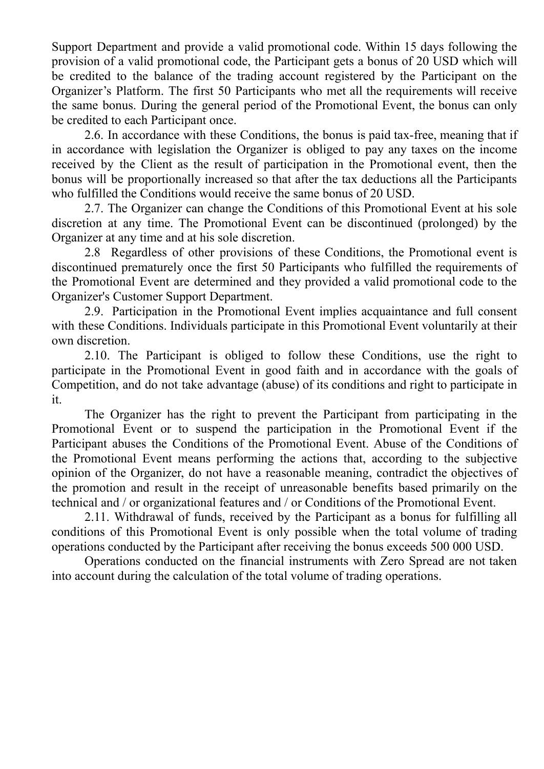Support Department and provide a valid promotional code. Within 15 days following the provision of a valid promotional code, the Participant gets a bonus of 20 USD which will be credited to the balance of the trading account registered by the Participant on the Organizer's Platform. The first 50 Participants who met all the requirements will receive the same bonus. During the general period of the Promotional Event, the bonus can only be credited to each Participant once.

2.6. In accordance with these Conditions, the bonus is paid tax-free, meaning that if in accordance with legislation the Organizer is obliged to pay any taxes on the income received by the Client as the result of participation in the Promotional event, then the bonus will be proportionally increased so that after the tax deductions all the Participants who fulfilled the Conditions would receive the same bonus of 20 USD.

2.7. The Organizer can change the Conditions of this Promotional Event at his sole discretion at any time. The Promotional Event can be discontinued (prolonged) by the Organizer at any time and at his sole discretion.

2.8 Regardless of other provisions of these Conditions, the Promotional event is discontinued prematurely once the first 50 Participants who fulfilled the requirements of the Promotional Event are determined and they provided a valid promotional code to the Organizer's Customer Support Department.

2.9. Participation in the Promotional Event implies acquaintance and full consent with these Conditions. Individuals participate in this Promotional Event voluntarily at their own discretion.

2.10. The Participant is obliged to follow these Conditions, use the right to participate in the Promotional Event in good faith and in accordance with the goals of Competition, and do not take advantage (abuse) of its conditions and right to participate in it.

The Organizer has the right to prevent the Participant from participating in the Promotional Event or to suspend the participation in the Promotional Event if the Participant abuses the Conditions of the Promotional Event. Abuse of the Conditions of the Promotional Event means performing the actions that, according to the subjective opinion of the Organizer, do not have a reasonable meaning, contradict the objectives of the promotion and result in the receipt of unreasonable benefits based primarily on the technical and / or organizational features and / or Conditions of the Promotional Event.

2.11. Withdrawal of funds, received by the Participant as a bonus for fulfilling all conditions of this Promotional Event is only possible when the total volume of trading operations conducted by the Participant after receiving the bonus exceeds 500 000 USD.

Operations conducted on the financial instruments with Zero Spread are not taken into account during the calculation of the total volume of trading operations.